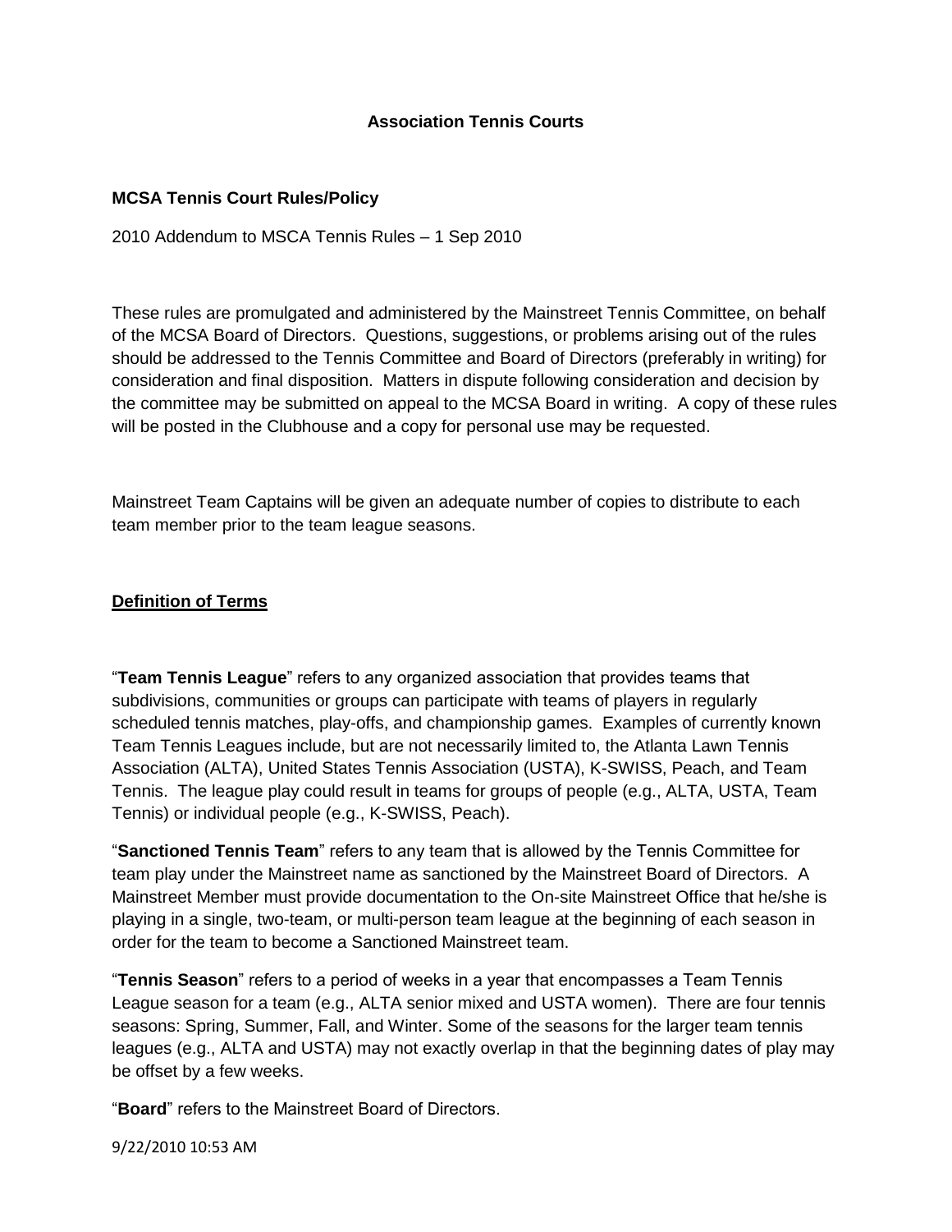# Association Tennis Courts

## MCSA Tennis Court Rules/Policy

2010 Addendum to MSCA Tennis Rules – 1 Sep 2010

These rules are promulgated and administered by the Mainstreet Tennis Committee, on behalf of the MCSA Board of Directors. Questions, suggestions, or problems arising out of the rules should be addressed to the Tennis Committee and Board of Directors (preferably in writing) for consideration and final disposition. Matters in dispute following consideration and decision by the committee may be submitted on appeal to the MCSA Board in writing. A copy of these rules will be posted in the Clubhouse and a copy for personal use may be requested.

Mainstreet Team Captains will be given an adequate number of copies to distribute to each team member prior to the team league seasons.

### Definition of Terms

"**Team Tennis League**" refers to any organized association that provides teams that subdivisions, communities or groups can participate with teams of players in regularly scheduled tennis matches, play-offs, and championship games. Examples of currently known Team Tennis Leagues include, but are not necessarily limited to, the Atlanta Lawn Tennis Association (ALTA), United States Tennis Association (USTA), K-SWISS, Peach, and Team Tennis. The league play could result in teams for groups of people (e.g., ALTA, USTA, Team Tennis) or individual people (e.g., K-SWISS, Peach).

"**Sanctioned Tennis Team**" refers to any team that is allowed by the Tennis Committee for team play under the Mainstreet name as sanctioned by the Mainstreet Board of Directors. A Mainstreet Member must provide documentation to the On-site Mainstreet Office that he/she is playing in a single, two-team, or multi-person team league at the beginning of each season in order for the team to become a Sanctioned Mainstreet team.

"**Tennis Season**" refers to a period of weeks in a year that encompasses a Team Tennis League season for a team (e.g., ALTA senior mixed and USTA women). There are four tennis seasons: Spring, Summer, Fall, and Winter. Some of the seasons for the larger team tennis leagues (e.g., ALTA and USTA) may not exactly overlap in that the beginning dates of play may be offset by a few weeks.

"**Board**" refers to the Mainstreet Board of Directors.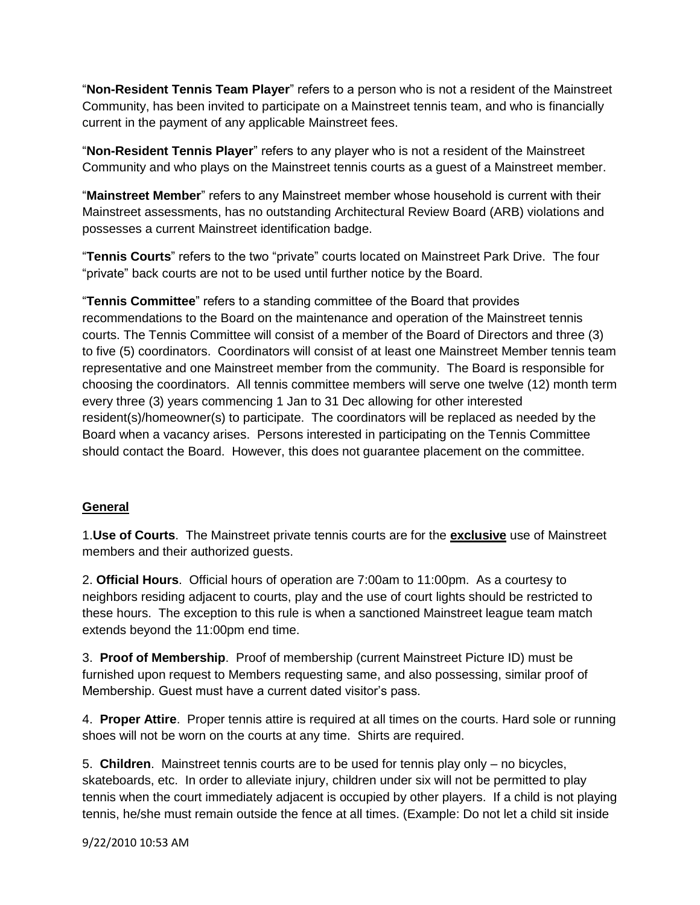"**Non-Resident Tennis Team Player**" refers to a person who is not a resident of the Mainstreet Community, has been invited to participate on a Mainstreet tennis team, and who is financially current in the payment of any applicable Mainstreet fees.

"**Non-Resident Tennis Player**" refers to any player who is not a resident of the Mainstreet Community and who plays on the Mainstreet tennis courts as a guest of a Mainstreet member.

"**Mainstreet Member**" refers to any Mainstreet member whose household is current with their Mainstreet assessments, has no outstanding Architectural Review Board (ARB) violations and possesses a current Mainstreet identification badge.

"**Tennis Courts**" refers to the two "private" courts located on Mainstreet Park Drive. The four "private" back courts are not to be used until further notice by the Board.

"**Tennis Committee**" refers to a standing committee of the Board that provides recommendations to the Board on the maintenance and operation of the Mainstreet tennis courts. The Tennis Committee will consist of a member of the Board of Directors and three (3) to five (5) coordinators. Coordinators will consist of at least one Mainstreet Member tennis team representative and one Mainstreet member from the community. The Board is responsible for choosing the coordinators. All tennis committee members will serve one twelve (12) month term every three (3) years commencing 1 Jan to 31 Dec allowing for other interested resident(s)/homeowner(s) to participate. The coordinators will be replaced as needed by the Board when a vacancy arises. Persons interested in participating on the Tennis Committee should contact the Board. However, this does not guarantee placement on the committee.

## General

1. **Use of Courts**. The Mainstreet private tennis courts are for the **exclusive** use of Mainstreet members and their authorized guests.

2. **Official Hours**. Official hours of operation are 7:00am to 11:00pm. As a courtesy to neighbors residing adjacent to courts, play and the use of court lights should be restricted to these hours. The exception to this rule is when a sanctioned Mainstreet league team match extends beyond the 11:00pm end time.

3. **Proof of Membership**. Proof of membership (current Mainstreet Picture ID) must be furnished upon request to Members requesting same, and also possessing, similar proof of Membership. Guest must have a current dated visitor's pass.

4. **Proper Attire**. Proper tennis attire is required at all times on the courts. Hard sole or running shoes will not be worn on the courts at any time. Shirts are required.

5. **Children**. Mainstreet tennis courts are to be used for tennis play only – no bicycles, skateboards, etc. In order to alleviate injury, children under six will not be permitted to play tennis when the court immediately adjacent is occupied by other players. If a child is not playing tennis, he/she must remain outside the fence at all times. (Example: Do not let a child sit inside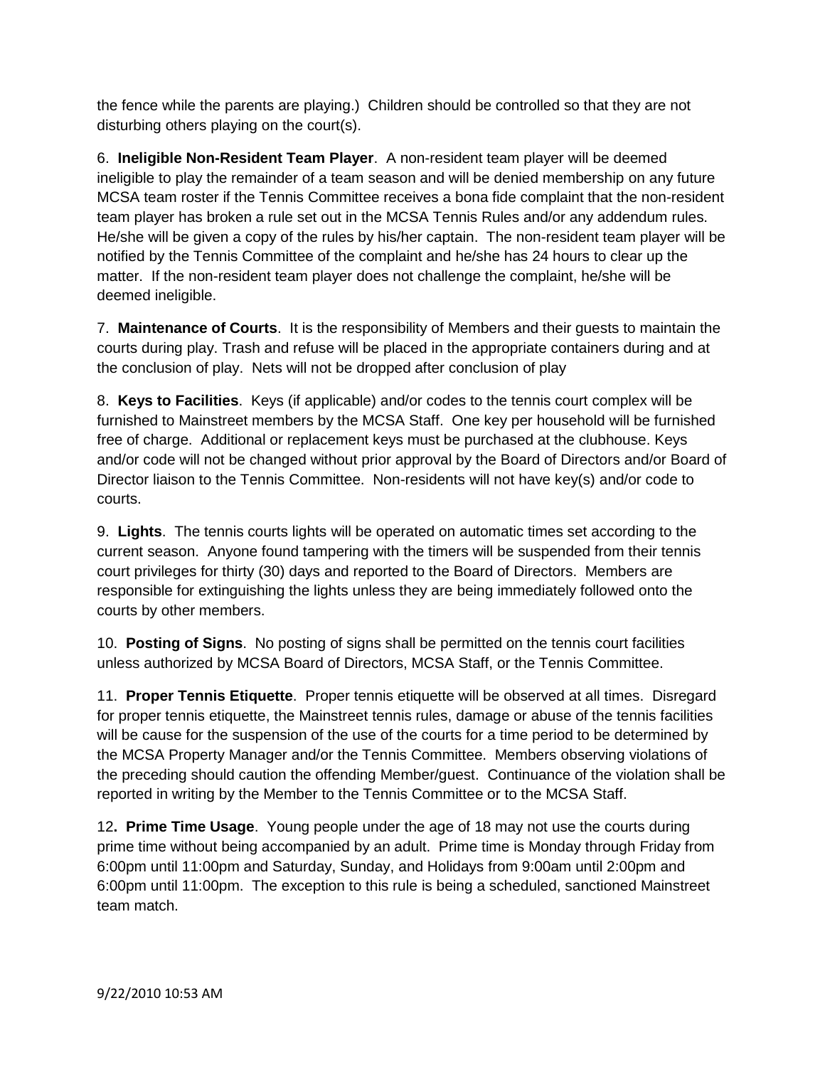the fence while the parents are playing.)  Children should be controlled so that they are not disturbing others playing on the court(s).

6.  **Ineligible Non-Resident Team Player**.  A non-resident team player will be deemed ineligible to play the remainder of a team season and will be denied membership on any future MCSA team roster if the Tennis Committee receives a bona fide complaint that the non-resident team player has broken a rule set out in the MCSA Tennis Rules and/or any addendum rules.  He/she will be given a copy of the rules by his/her captain.  The non-resident team player will be notified by the Tennis Committee of the complaint and he/she has 24 hours to clear up the matter.  If the non-resident team player does not challenge the complaint, he/she will be deemed ineligible.

7.  **Maintenance of Courts**.  It is the responsibility of Members and their guests to maintain the courts during play. Trash and refuse will be placed in the appropriate containers during and at the conclusion of play.  Nets will not be dropped after conclusion of play

8.  **Keys to Facilities**.  Keys (if applicable) and/or codes to the tennis court complex will be furnished to Mainstreet members by the MCSA Staff.  One key per household will be furnished free of charge.  Additional or replacement keys must be purchased at the clubhouse. Keys and/or code will not be changed without prior approval by the Board of Directors and/or Board of Director liaison to the Tennis Committee.  Non-residents will not have key(s) and/or code to courts.

9.  **Lights**.  The tennis courts lights will be operated on automatic times set according to the current season.  Anyone found tampering with the timers will be suspended from their tennis court privileges for thirty (30) days and reported to the Board of Directors.  Members are responsible for extinguishing the lights unless they are being immediately followed onto the courts by other members.

10.  **Posting of Signs**.  No posting of signs shall be permitted on the tennis court facilities unless authorized by MCSA Board of Directors, MCSA Staff, or the Tennis Committee.

11.  **Proper Tennis Etiquette**.  Proper tennis etiquette will be observed at all times.  Disregard for proper tennis etiquette, the Mainstreet tennis rules, damage or abuse of the tennis facilities will be cause for the suspension of the use of the courts for a time period to be determined by the MCSA Property Manager and/or the Tennis Committee.  Members observing violations of the preceding should caution the offending Member/guest.  Continuance of the violation shall be reported in writing by the Member to the Tennis Committee or to the MCSA Staff.

12**.  Prime Time Usage**.  Young people under the age of 18 may not use the courts during prime time without being accompanied by an adult.  Prime time is Monday through Friday from 6:00pm until 11:00pm and Saturday, Sunday, and Holidays from 9:00am until 2:00pm and 6:00pm until 11:00pm.  The exception to this rule is being a scheduled, sanctioned Mainstreet team match.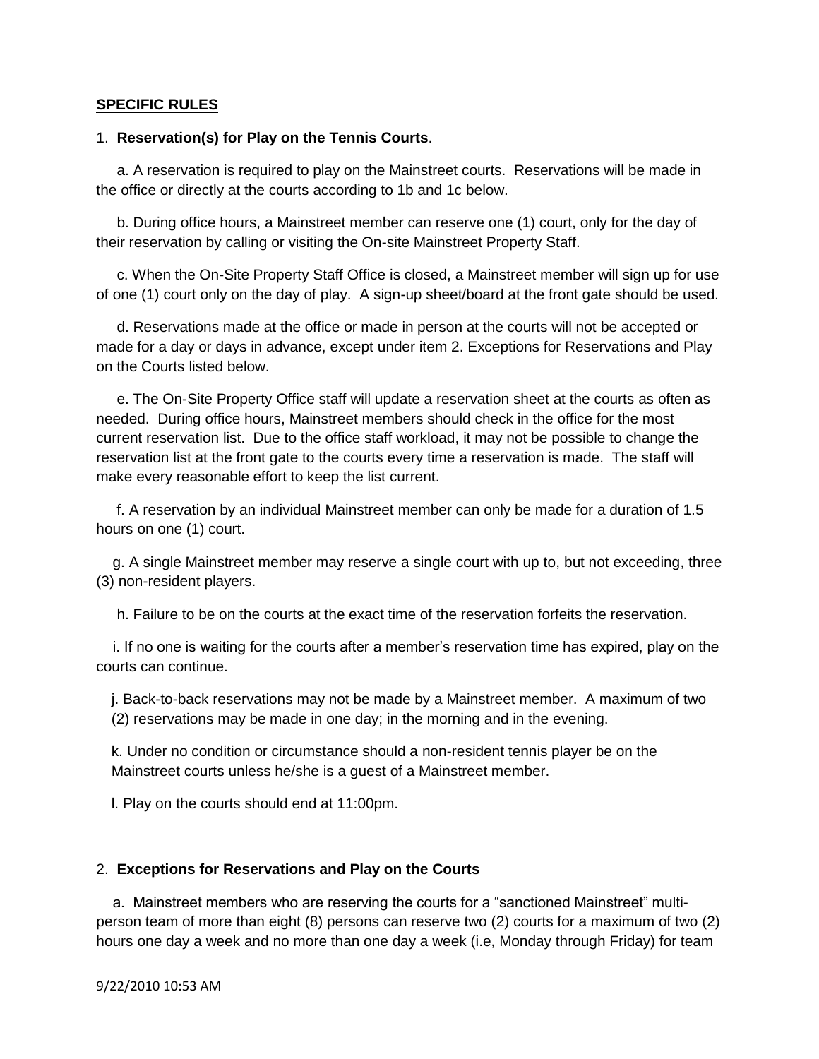**SPECIFIC RULES**

1. **Reservation(s) for Play on the Tennis Courts**.

   a. A reservation is required to play on the Mainstreet courts. Reservations will be made in the office or directly at the courts according to 1b and 1c below.

   b. During office hours, a Mainstreet member can reserve one (1) court, only for the day of their reservation by calling or visiting the On-site Mainstreet Property Staff.

   c. When the On-Site Property Staff Office is closed, a Mainstreet member will sign up for use of one (1) court only on the day of play. A sign-up sheet/board at the front gate should be used.

   d. Reservations made at the office or made in person at the courts will not be accepted or made for a day or days in advance, except under item 2. Exceptions for Reservations and Play on the Courts listed below.

   e. The On-Site Property Office staff will update a reservation sheet at the courts as often as needed. During office hours, Mainstreet members should check in the office for the most current reservation list. Due to the office staff workload, it may not be possible to change the reservation list at the front gate to the courts every time a reservation is made. The staff will make every reasonable effort to keep the list current.

   f. A reservation by an individual Mainstreet member can only be made for a duration of 1.5 hours on one (1) court.

   g. A single Mainstreet member may reserve a single court with up to, but not exceeding, three (3) non-resident players.

   h. Failure to be on the courts at the exact time of the reservation forfeits the reservation.

   i. If no one is waiting for the courts after a member's reservation time has expired, play on the courts can continue.

   j. Back-to-back reservations may not be made by a Mainstreet member. A maximum of two (2) reservations may be made in one day; in the morning and in the evening.

   k. Under no condition or circumstance should a non-resident tennis player be on the Mainstreet courts unless he/she is a guest of a Mainstreet member.

   l. Play on the courts should end at 11:00pm.

2. **Exceptions for Reservations and Play on the Courts**

   a. Mainstreet members who are reserving the courts for a "sanctioned Mainstreet" multi-person team of more than eight (8) persons can reserve two (2) courts for a maximum of two (2) hours one day a week and no more than one day a week (i.e, Monday through Friday) for team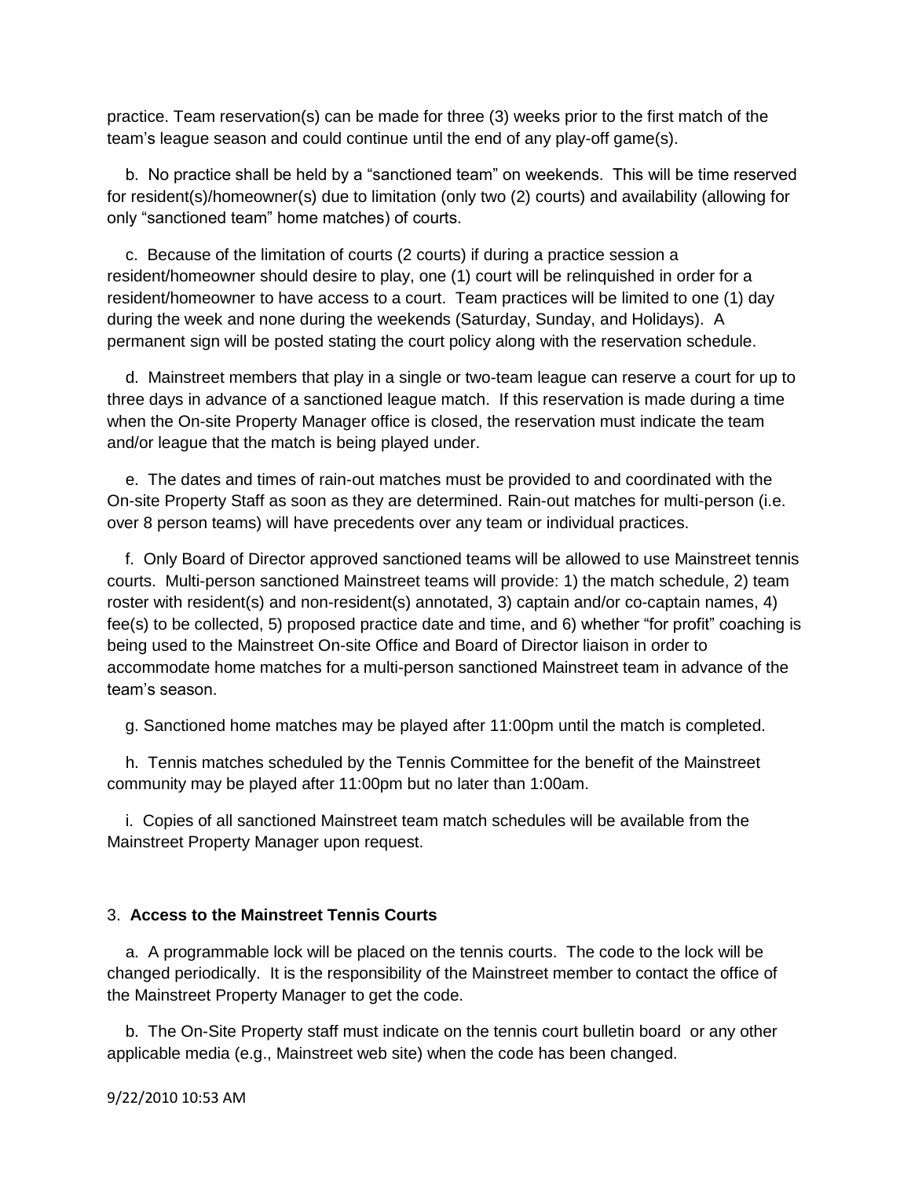practice. Team reservation(s) can be made for three (3) weeks prior to the first match of the team's league season and could continue until the end of any play-off game(s).

b. No practice shall be held by a "sanctioned team" on weekends. This will be time reserved for resident(s)/homeowner(s) due to limitation (only two (2) courts) and availability (allowing for only "sanctioned team" home matches) of courts.

c. Because of the limitation of courts (2 courts) if during a practice session a resident/homeowner should desire to play, one (1) court will be relinquished in order for a resident/homeowner to have access to a court. Team practices will be limited to one (1) day during the week and none during the weekends (Saturday, Sunday, and Holidays). A permanent sign will be posted stating the court policy along with the reservation schedule.

d. Mainstreet members that play in a single or two-team league can reserve a court for up to three days in advance of a sanctioned league match. If this reservation is made during a time when the On-site Property Manager office is closed, the reservation must indicate the team and/or league that the match is being played under.

e. The dates and times of rain-out matches must be provided to and coordinated with the On-site Property Staff as soon as they are determined. Rain-out matches for multi-person (i.e. over 8 person teams) will have precedents over any team or individual practices.

f. Only Board of Director approved sanctioned teams will be allowed to use Mainstreet tennis courts. Multi-person sanctioned Mainstreet teams will provide: 1) the match schedule, 2) team roster with resident(s) and non-resident(s) annotated, 3) captain and/or co-captain names, 4) fee(s) to be collected, 5) proposed practice date and time, and 6) whether "for profit" coaching is being used to the Mainstreet On-site Office and Board of Director liaison in order to accommodate home matches for a multi-person sanctioned Mainstreet team in advance of the team's season.

g. Sanctioned home matches may be played after 11:00pm until the match is completed.

h. Tennis matches scheduled by the Tennis Committee for the benefit of the Mainstreet community may be played after 11:00pm but no later than 1:00am.

i. Copies of all sanctioned Mainstreet team match schedules will be available from the Mainstreet Property Manager upon request.

3. **Access to the Mainstreet Tennis Courts**

a. A programmable lock will be placed on the tennis courts. The code to the lock will be changed periodically. It is the responsibility of the Mainstreet member to contact the office of the Mainstreet Property Manager to get the code.

b. The On-Site Property staff must indicate on the tennis court bulletin board or any other applicable media (e.g., Mainstreet web site) when the code has been changed.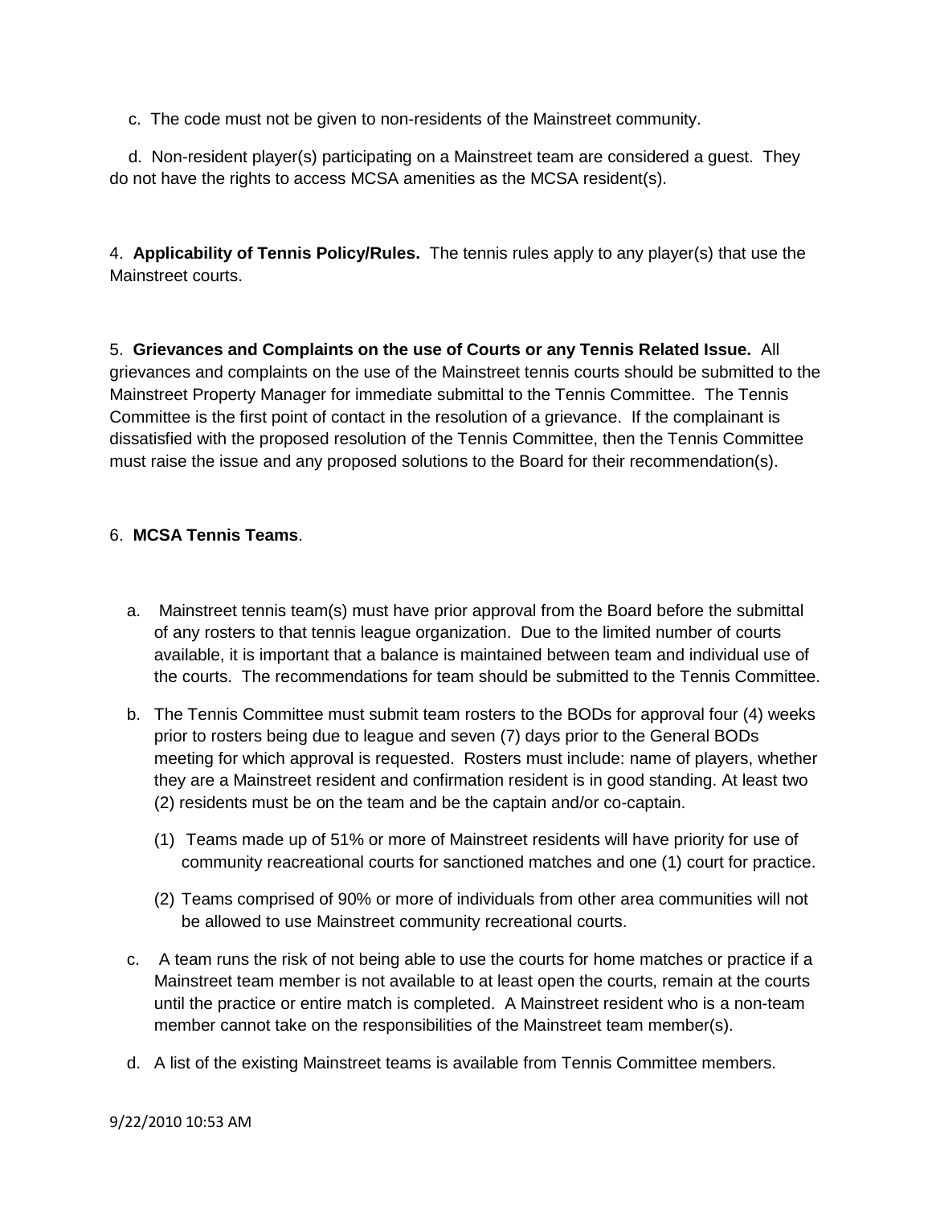c. The code must not be given to non-residents of the Mainstreet community.

d. Non-resident player(s) participating on a Mainstreet team are considered a guest. They do not have the rights to access MCSA amenities as the MCSA resident(s).

4. **Applicability of Tennis Policy/Rules.** The tennis rules apply to any player(s) that use the Mainstreet courts.

5. **Grievances and Complaints on the use of Courts or any Tennis Related Issue.** All grievances and complaints on the use of the Mainstreet tennis courts should be submitted to the Mainstreet Property Manager for immediate submittal to the Tennis Committee. The Tennis Committee is the first point of contact in the resolution of a grievance. If the complainant is dissatisfied with the proposed resolution of the Tennis Committee, then the Tennis Committee must raise the issue and any proposed solutions to the Board for their recommendation(s).

6. **MCSA Tennis Teams**.

a. Mainstreet tennis team(s) must have prior approval from the Board before the submittal of any rosters to that tennis league organization. Due to the limited number of courts available, it is important that a balance is maintained between team and individual use of the courts. The recommendations for team should be submitted to the Tennis Committee.

b. The Tennis Committee must submit team rosters to the BODs for approval four (4) weeks prior to rosters being due to league and seven (7) days prior to the General BODs meeting for which approval is requested. Rosters must include: name of players, whether they are a Mainstreet resident and confirmation resident is in good standing. At least two (2) residents must be on the team and be the captain and/or co-captain.

   (1) Teams made up of 51% or more of Mainstreet residents will have priority for use of community reacreational courts for sanctioned matches and one (1) court for practice.

   (2) Teams comprised of 90% or more of individuals from other area communities will not be allowed to use Mainstreet community recreational courts.

c. A team runs the risk of not being able to use the courts for home matches or practice if a Mainstreet team member is not available to at least open the courts, remain at the courts until the practice or entire match is completed. A Mainstreet resident who is a non-team member cannot take on the responsibilities of the Mainstreet team member(s).

d. A list of the existing Mainstreet teams is available from Tennis Committee members.

9/22/2010 10:53 AM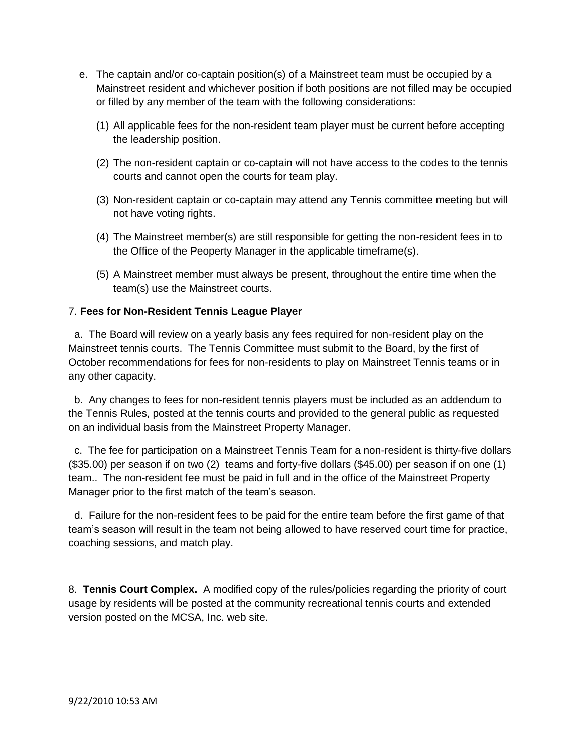e. The captain and/or co-captain position(s) of a Mainstreet team must be occupied by a Mainstreet resident and whichever position if both positions are not filled may be occupied or filled by any member of the team with the following considerations:

(1) All applicable fees for the non-resident team player must be current before accepting the leadership position.

(2) The non-resident captain or co-captain will not have access to the codes to the tennis courts and cannot open the courts for team play.

(3) Non-resident captain or co-captain may attend any Tennis committee meeting but will not have voting rights.

(4) The Mainstreet member(s) are still responsible for getting the non-resident fees in to the Office of the Peoperty Manager in the applicable timeframe(s).

(5) A Mainstreet member must always be present, throughout the entire time when the team(s) use the Mainstreet courts.

7. **Fees for Non-Resident Tennis League Player**

a. The Board will review on a yearly basis any fees required for non-resident play on the Mainstreet tennis courts. The Tennis Committee must submit to the Board, by the first of October recommendations for fees for non-residents to play on Mainstreet Tennis teams or in any other capacity.

b. Any changes to fees for non-resident tennis players must be included as an addendum to the Tennis Rules, posted at the tennis courts and provided to the general public as requested on an individual basis from the Mainstreet Property Manager.

c. The fee for participation on a Mainstreet Tennis Team for a non-resident is thirty-five dollars ($35.00) per season if on two (2) teams and forty-five dollars ($45.00) per season if on one (1) team.. The non-resident fee must be paid in full and in the office of the Mainstreet Property Manager prior to the first match of the team's season.

d. Failure for the non-resident fees to be paid for the entire team before the first game of that team's season will result in the team not being allowed to have reserved court time for practice, coaching sessions, and match play.

8. **Tennis Court Complex.** A modified copy of the rules/policies regarding the priority of court usage by residents will be posted at the community recreational tennis courts and extended version posted on the MCSA, Inc. web site.